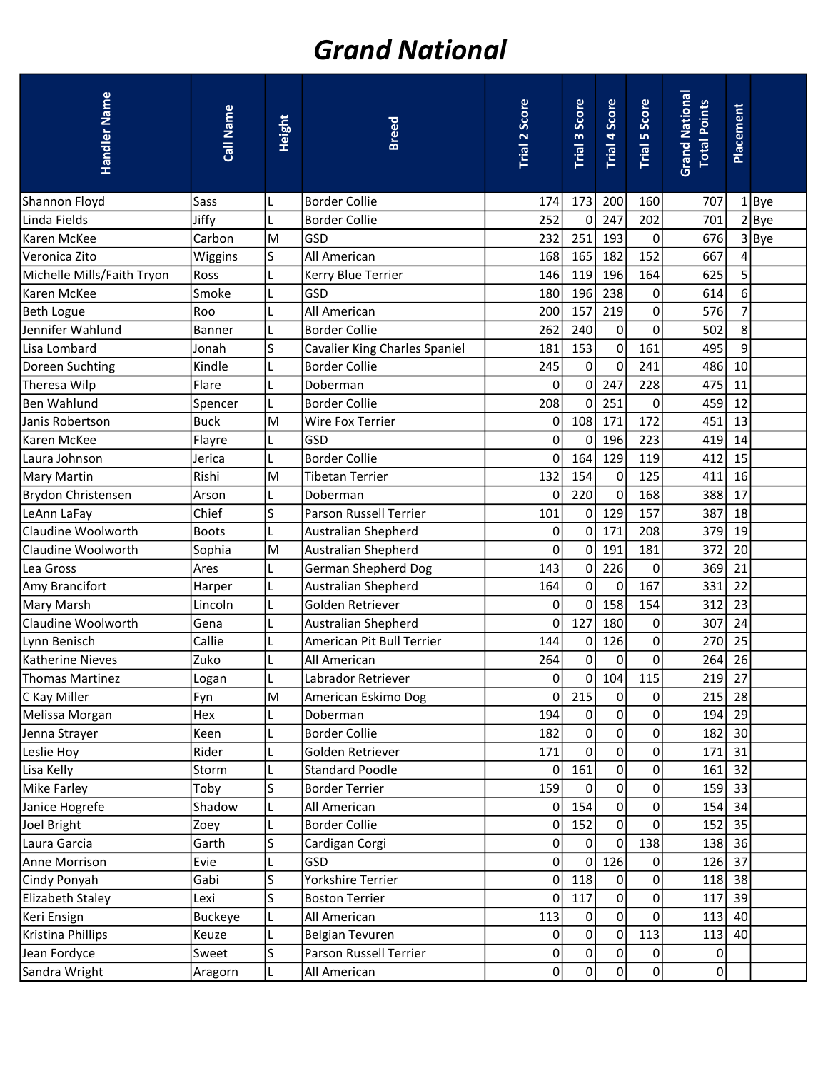# Grand National

| Handler Name | Call Name | Height | Breed | Trial 2 Score | Trial 3 Score | Trial 4 Score | Trial 5 Score | Grand National Total Points | Placement | |
|---|---|---|---|---|---|---|---|---|---|---|
| Shannon Floyd | Sass | L | Border Collie | 174 | 173 | 200 | 160 | 707 | 1 | Bye |
| Linda Fields | Jiffy | L | Border Collie | 252 | 0 | 247 | 202 | 701 | 2 | Bye |
| Karen McKee | Carbon | M | GSD | 232 | 251 | 193 | 0 | 676 | 3 | Bye |
| Veronica Zito | Wiggins | S | All American | 168 | 165 | 182 | 152 | 667 | 4 | |
| Michelle Mills/Faith Tryon | Ross | L | Kerry Blue Terrier | 146 | 119 | 196 | 164 | 625 | 5 | |
| Karen McKee | Smoke | L | GSD | 180 | 196 | 238 | 0 | 614 | 6 | |
| Beth Logue | Roo | L | All American | 200 | 157 | 219 | 0 | 576 | 7 | |
| Jennifer Wahlund | Banner | L | Border Collie | 262 | 240 | 0 | 0 | 502 | 8 | |
| Lisa Lombard | Jonah | S | Cavalier King Charles Spaniel | 181 | 153 | 0 | 161 | 495 | 9 | |
| Doreen Suchting | Kindle | L | Border Collie | 245 | 0 | 0 | 241 | 486 | 10 | |
| Theresa Wilp | Flare | L | Doberman | 0 | 0 | 247 | 228 | 475 | 11 | |
| Ben Wahlund | Spencer | L | Border Collie | 208 | 0 | 251 | 0 | 459 | 12 | |
| Janis Robertson | Buck | M | Wire Fox Terrier | 0 | 108 | 171 | 172 | 451 | 13 | |
| Karen McKee | Flayre | L | GSD | 0 | 0 | 196 | 223 | 419 | 14 | |
| Laura Johnson | Jerica | L | Border Collie | 0 | 164 | 129 | 119 | 412 | 15 | |
| Mary Martin | Rishi | M | Tibetan Terrier | 132 | 154 | 0 | 125 | 411 | 16 | |
| Brydon Christensen | Arson | L | Doberman | 0 | 220 | 0 | 168 | 388 | 17 | |
| LeAnn LaFay | Chief | S | Parson Russell Terrier | 101 | 0 | 129 | 157 | 387 | 18 | |
| Claudine Woolworth | Boots | L | Australian Shepherd | 0 | 0 | 171 | 208 | 379 | 19 | |
| Claudine Woolworth | Sophia | M | Australian Shepherd | 0 | 0 | 191 | 181 | 372 | 20 | |
| Lea Gross | Ares | L | German Shepherd Dog | 143 | 0 | 226 | 0 | 369 | 21 | |
| Amy Brancifort | Harper | L | Australian Shepherd | 164 | 0 | 0 | 167 | 331 | 22 | |
| Mary Marsh | Lincoln | L | Golden Retriever | 0 | 0 | 158 | 154 | 312 | 23 | |
| Claudine Woolworth | Gena | L | Australian Shepherd | 0 | 127 | 180 | 0 | 307 | 24 | |
| Lynn Benisch | Callie | L | American Pit Bull Terrier | 144 | 0 | 126 | 0 | 270 | 25 | |
| Katherine Nieves | Zuko | L | All American | 264 | 0 | 0 | 0 | 264 | 26 | |
| Thomas Martinez | Logan | L | Labrador Retriever | 0 | 0 | 104 | 115 | 219 | 27 | |
| C Kay Miller | Fyn | M | American Eskimo Dog | 0 | 215 | 0 | 0 | 215 | 28 | |
| Melissa Morgan | Hex | L | Doberman | 194 | 0 | 0 | 0 | 194 | 29 | |
| Jenna Strayer | Keen | L | Border Collie | 182 | 0 | 0 | 0 | 182 | 30 | |
| Leslie Hoy | Rider | L | Golden Retriever | 171 | 0 | 0 | 0 | 171 | 31 | |
| Lisa Kelly | Storm | L | Standard Poodle | 0 | 161 | 0 | 0 | 161 | 32 | |
| Mike Farley | Toby | S | Border Terrier | 159 | 0 | 0 | 0 | 159 | 33 | |
| Janice Hogrefe | Shadow | L | All American | 0 | 154 | 0 | 0 | 154 | 34 | |
| Joel Bright | Zoey | L | Border Collie | 0 | 152 | 0 | 0 | 152 | 35 | |
| Laura Garcia | Garth | S | Cardigan Corgi | 0 | 0 | 0 | 138 | 138 | 36 | |
| Anne Morrison | Evie | L | GSD | 0 | 0 | 126 | 0 | 126 | 37 | |
| Cindy Ponyah | Gabi | S | Yorkshire Terrier | 0 | 118 | 0 | 0 | 118 | 38 | |
| Elizabeth Staley | Lexi | S | Boston Terrier | 0 | 117 | 0 | 0 | 117 | 39 | |
| Keri Ensign | Buckeye | L | All American | 113 | 0 | 0 | 0 | 113 | 40 | |
| Kristina Phillips | Keuze | L | Belgian Tevuren | 0 | 0 | 0 | 113 | 113 | 40 | |
| Jean Fordyce | Sweet | S | Parson Russell Terrier | 0 | 0 | 0 | 0 | 0 | | |
| Sandra Wright | Aragorn | L | All American | 0 | 0 | 0 | 0 | 0 | | |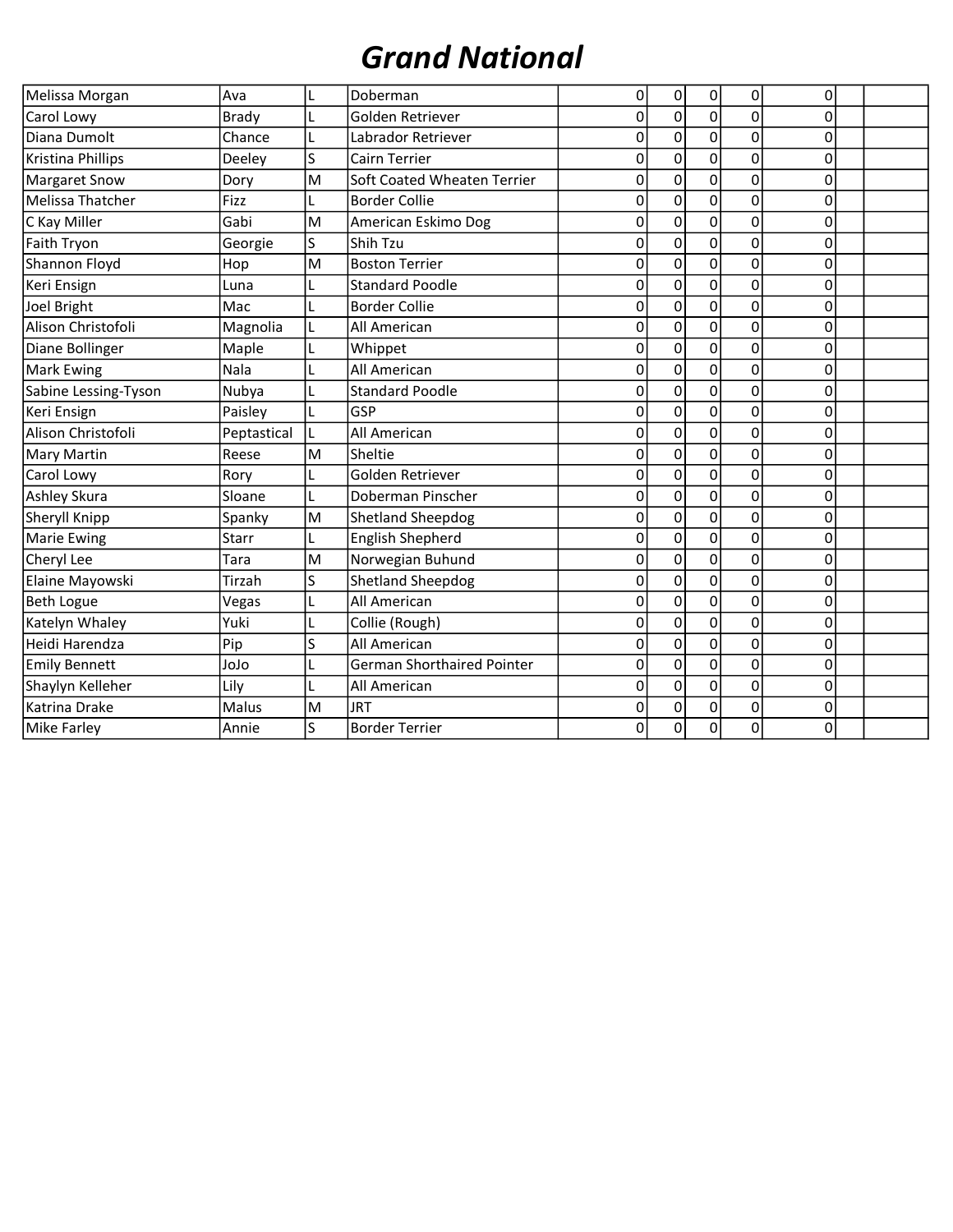# Grand National

| | | | | | | | | | | |
|---|---|---|---|---|---|---|---|---|---|---|
| Melissa Morgan | Ava | L | Doberman | 0 | 0 | 0 | 0 | 0 | | |
| Carol Lowy | Brady | L | Golden Retriever | 0 | 0 | 0 | 0 | 0 | | |
| Diana Dumolt | Chance | L | Labrador Retriever | 0 | 0 | 0 | 0 | 0 | | |
| Kristina Phillips | Deeley | S | Cairn Terrier | 0 | 0 | 0 | 0 | 0 | | |
| Margaret Snow | Dory | M | Soft Coated Wheaten Terrier | 0 | 0 | 0 | 0 | 0 | | |
| Melissa Thatcher | Fizz | L | Border Collie | 0 | 0 | 0 | 0 | 0 | | |
| C Kay Miller | Gabi | M | American Eskimo Dog | 0 | 0 | 0 | 0 | 0 | | |
| Faith Tryon | Georgie | S | Shih Tzu | 0 | 0 | 0 | 0 | 0 | | |
| Shannon Floyd | Hop | M | Boston Terrier | 0 | 0 | 0 | 0 | 0 | | |
| Keri Ensign | Luna | L | Standard Poodle | 0 | 0 | 0 | 0 | 0 | | |
| Joel Bright | Mac | L | Border Collie | 0 | 0 | 0 | 0 | 0 | | |
| Alison Christofoli | Magnolia | L | All American | 0 | 0 | 0 | 0 | 0 | | |
| Diane Bollinger | Maple | L | Whippet | 0 | 0 | 0 | 0 | 0 | | |
| Mark Ewing | Nala | L | All American | 0 | 0 | 0 | 0 | 0 | | |
| Sabine Lessing-Tyson | Nubya | L | Standard Poodle | 0 | 0 | 0 | 0 | 0 | | |
| Keri Ensign | Paisley | L | GSP | 0 | 0 | 0 | 0 | 0 | | |
| Alison Christofoli | Peptastical | L | All American | 0 | 0 | 0 | 0 | 0 | | |
| Mary Martin | Reese | M | Sheltie | 0 | 0 | 0 | 0 | 0 | | |
| Carol Lowy | Rory | L | Golden Retriever | 0 | 0 | 0 | 0 | 0 | | |
| Ashley Skura | Sloane | L | Doberman Pinscher | 0 | 0 | 0 | 0 | 0 | | |
| Sheryll Knipp | Spanky | M | Shetland Sheepdog | 0 | 0 | 0 | 0 | 0 | | |
| Marie Ewing | Starr | L | English Shepherd | 0 | 0 | 0 | 0 | 0 | | |
| Cheryl Lee | Tara | M | Norwegian Buhund | 0 | 0 | 0 | 0 | 0 | | |
| Elaine Mayowski | Tirzah | S | Shetland Sheepdog | 0 | 0 | 0 | 0 | 0 | | |
| Beth Logue | Vegas | L | All American | 0 | 0 | 0 | 0 | 0 | | |
| Katelyn Whaley | Yuki | L | Collie (Rough) | 0 | 0 | 0 | 0 | 0 | | |
| Heidi Harendza | Pip | S | All American | 0 | 0 | 0 | 0 | 0 | | |
| Emily Bennett | JoJo | L | German Shorthaired Pointer | 0 | 0 | 0 | 0 | 0 | | |
| Shaylyn Kelleher | Lily | L | All American | 0 | 0 | 0 | 0 | 0 | | |
| Katrina Drake | Malus | M | JRT | 0 | 0 | 0 | 0 | 0 | | |
| Mike Farley | Annie | S | Border Terrier | 0 | 0 | 0 | 0 | 0 | | |